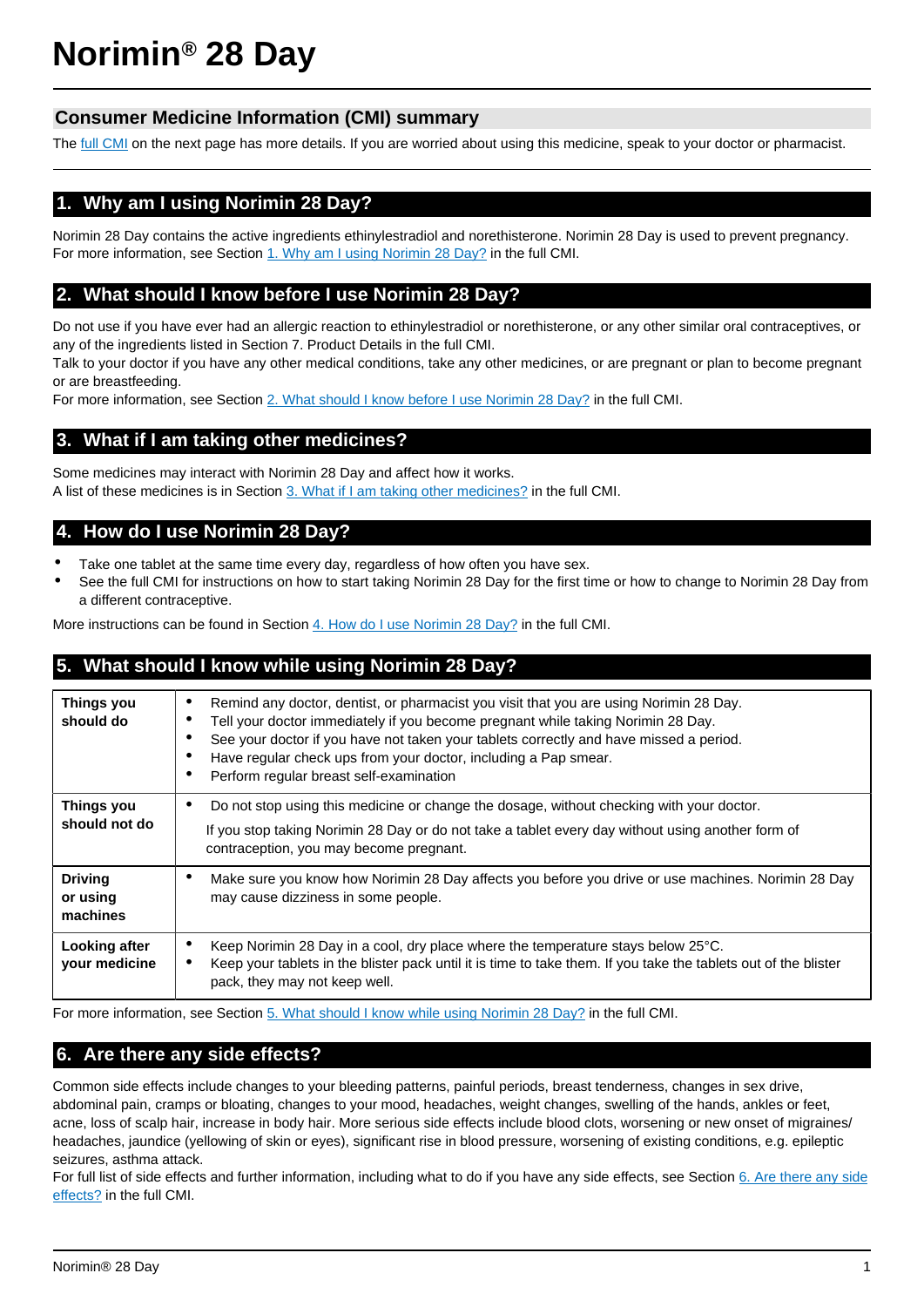# Norimin® 28 Day

## Consumer Medicine Information (CMI) summary

The full CMI on the next page has more details. If you are worried about using this medicine, speak to your doctor or pharmacist.

## 1. Why am I using Norimin 28 Day?

Norimin 28 Day contains the active ingredients ethinylestradiol and norethisterone. Norimin 28 Day is used to prevent pregnancy.
For more information, see Section 1. Why am I using Norimin 28 Day? in the full CMI.

## 2. What should I know before I use Norimin 28 Day?

Do not use if you have ever had an allergic reaction to ethinylestradiol or norethisterone, or any other similar oral contraceptives, or any of the ingredients listed in Section 7. Product Details in the full CMI.
Talk to your doctor if you have any other medical conditions, take any other medicines, or are pregnant or plan to become pregnant or are breastfeeding.
For more information, see Section 2. What should I know before I use Norimin 28 Day? in the full CMI.

## 3. What if I am taking other medicines?

Some medicines may interact with Norimin 28 Day and affect how it works.
A list of these medicines is in Section 3. What if I am taking other medicines? in the full CMI.

## 4. How do I use Norimin 28 Day?

- Take one tablet at the same time every day, regardless of how often you have sex.
- See the full CMI for instructions on how to start taking Norimin 28 Day for the first time or how to change to Norimin 28 Day from a different contraceptive.

More instructions can be found in Section 4. How do I use Norimin 28 Day? in the full CMI.

## 5. What should I know while using Norimin 28 Day?

| | |
|---|---|
| **Things you should do** | • Remind any doctor, dentist, or pharmacist you visit that you are using Norimin 28 Day.<br>• Tell your doctor immediately if you become pregnant while taking Norimin 28 Day.<br>• See your doctor if you have not taken your tablets correctly and have missed a period.<br>• Have regular check ups from your doctor, including a Pap smear.<br>• Perform regular breast self-examination |
| **Things you should not do** | • Do not stop using this medicine or change the dosage, without checking with your doctor.<br>If you stop taking Norimin 28 Day or do not take a tablet every day without using another form of contraception, you may become pregnant. |
| **Driving or using machines** | • Make sure you know how Norimin 28 Day affects you before you drive or use machines. Norimin 28 Day may cause dizziness in some people. |
| **Looking after your medicine** | • Keep Norimin 28 Day in a cool, dry place where the temperature stays below 25°C.<br>• Keep your tablets in the blister pack until it is time to take them. If you take the tablets out of the blister pack, they may not keep well. |

For more information, see Section 5. What should I know while using Norimin 28 Day? in the full CMI.

## 6. Are there any side effects?

Common side effects include changes to your bleeding patterns, painful periods, breast tenderness, changes in sex drive, abdominal pain, cramps or bloating, changes to your mood, headaches, weight changes, swelling of the hands, ankles or feet, acne, loss of scalp hair, increase in body hair. More serious side effects include blood clots, worsening or new onset of migraines/ headaches, jaundice (yellowing of skin or eyes), significant rise in blood pressure, worsening of existing conditions, e.g. epileptic seizures, asthma attack.
For full list of side effects and further information, including what to do if you have any side effects, see Section 6. Are there any side effects? in the full CMI.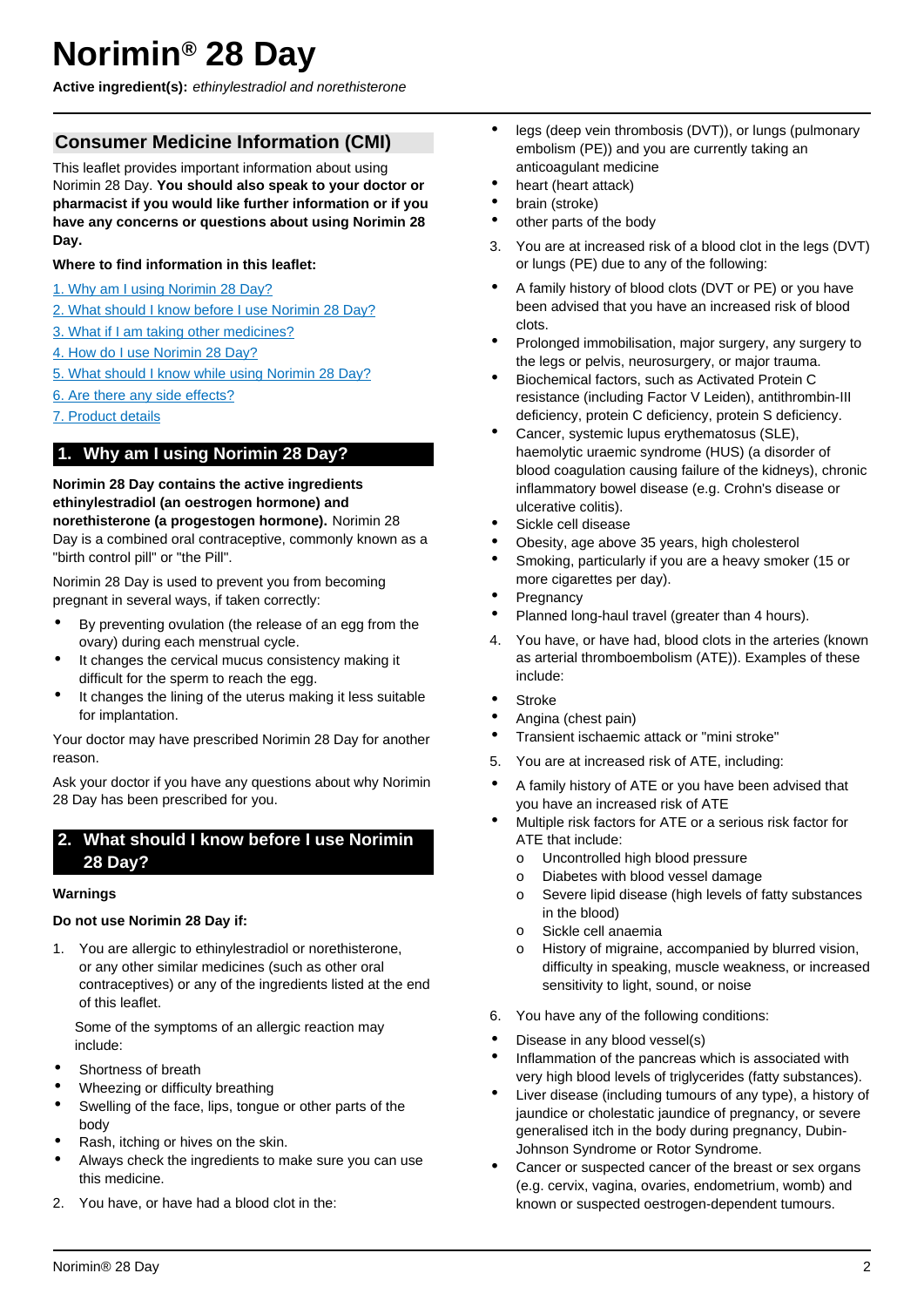# Norimin® 28 Day

**Active ingredient(s):** *ethinylestradiol and norethisterone*

## Consumer Medicine Information (CMI)

This leaflet provides important information about using Norimin 28 Day. **You should also speak to your doctor or pharmacist if you would like further information or if you have any concerns or questions about using Norimin 28 Day.**

**Where to find information in this leaflet:**

1. Why am I using Norimin 28 Day?
2. What should I know before I use Norimin 28 Day?
3. What if I am taking other medicines?
4. How do I use Norimin 28 Day?
5. What should I know while using Norimin 28 Day?
6. Are there any side effects?
7. Product details

## 1. Why am I using Norimin 28 Day?

**Norimin 28 Day contains the active ingredients ethinylestradiol (an oestrogen hormone) and norethisterone (a progestogen hormone).** Norimin 28 Day is a combined oral contraceptive, commonly known as a "birth control pill" or "the Pill".

Norimin 28 Day is used to prevent you from becoming pregnant in several ways, if taken correctly:

- By preventing ovulation (the release of an egg from the ovary) during each menstrual cycle.
- It changes the cervical mucus consistency making it difficult for the sperm to reach the egg.
- It changes the lining of the uterus making it less suitable for implantation.

Your doctor may have prescribed Norimin 28 Day for another reason.

Ask your doctor if you have any questions about why Norimin 28 Day has been prescribed for you.

## 2. What should I know before I use Norimin 28 Day?

### Warnings

**Do not use Norimin 28 Day if:**

1. You are allergic to ethinylestradiol or norethisterone, or any other similar medicines (such as other oral contraceptives) or any of the ingredients listed at the end of this leaflet.

   Some of the symptoms of an allergic reaction may include:

- Shortness of breath
- Wheezing or difficulty breathing
- Swelling of the face, lips, tongue or other parts of the body
- Rash, itching or hives on the skin.
- Always check the ingredients to make sure you can use this medicine.

2. You have, or have had a blood clot in the:

- legs (deep vein thrombosis (DVT)), or lungs (pulmonary embolism (PE)) and you are currently taking an anticoagulant medicine
- heart (heart attack)
- brain (stroke)
- other parts of the body

3. You are at increased risk of a blood clot in the legs (DVT) or lungs (PE) due to any of the following:

- A family history of blood clots (DVT or PE) or you have been advised that you have an increased risk of blood clots.
- Prolonged immobilisation, major surgery, any surgery to the legs or pelvis, neurosurgery, or major trauma.
- Biochemical factors, such as Activated Protein C resistance (including Factor V Leiden), antithrombin-III deficiency, protein C deficiency, protein S deficiency.
- Cancer, systemic lupus erythematosus (SLE), haemolytic uraemic syndrome (HUS) (a disorder of blood coagulation causing failure of the kidneys), chronic inflammatory bowel disease (e.g. Crohn's disease or ulcerative colitis).
- Sickle cell disease
- Obesity, age above 35 years, high cholesterol
- Smoking, particularly if you are a heavy smoker (15 or more cigarettes per day).
- Pregnancy
- Planned long-haul travel (greater than 4 hours).

4. You have, or have had, blood clots in the arteries (known as arterial thromboembolism (ATE)). Examples of these include:

- Stroke
- Angina (chest pain)
- Transient ischaemic attack or "mini stroke"

5. You are at increased risk of ATE, including:

- A family history of ATE or you have been advised that you have an increased risk of ATE
- Multiple risk factors for ATE or a serious risk factor for ATE that include:
  - Uncontrolled high blood pressure
  - Diabetes with blood vessel damage
  - Severe lipid disease (high levels of fatty substances in the blood)
  - Sickle cell anaemia
  - History of migraine, accompanied by blurred vision, difficulty in speaking, muscle weakness, or increased sensitivity to light, sound, or noise

6. You have any of the following conditions:

- Disease in any blood vessel(s)
- Inflammation of the pancreas which is associated with very high blood levels of triglycerides (fatty substances).
- Liver disease (including tumours of any type), a history of jaundice or cholestatic jaundice of pregnancy, or severe generalised itch in the body during pregnancy, Dubin-Johnson Syndrome or Rotor Syndrome.
- Cancer or suspected cancer of the breast or sex organs (e.g. cervix, vagina, ovaries, endometrium, womb) and known or suspected oestrogen-dependent tumours.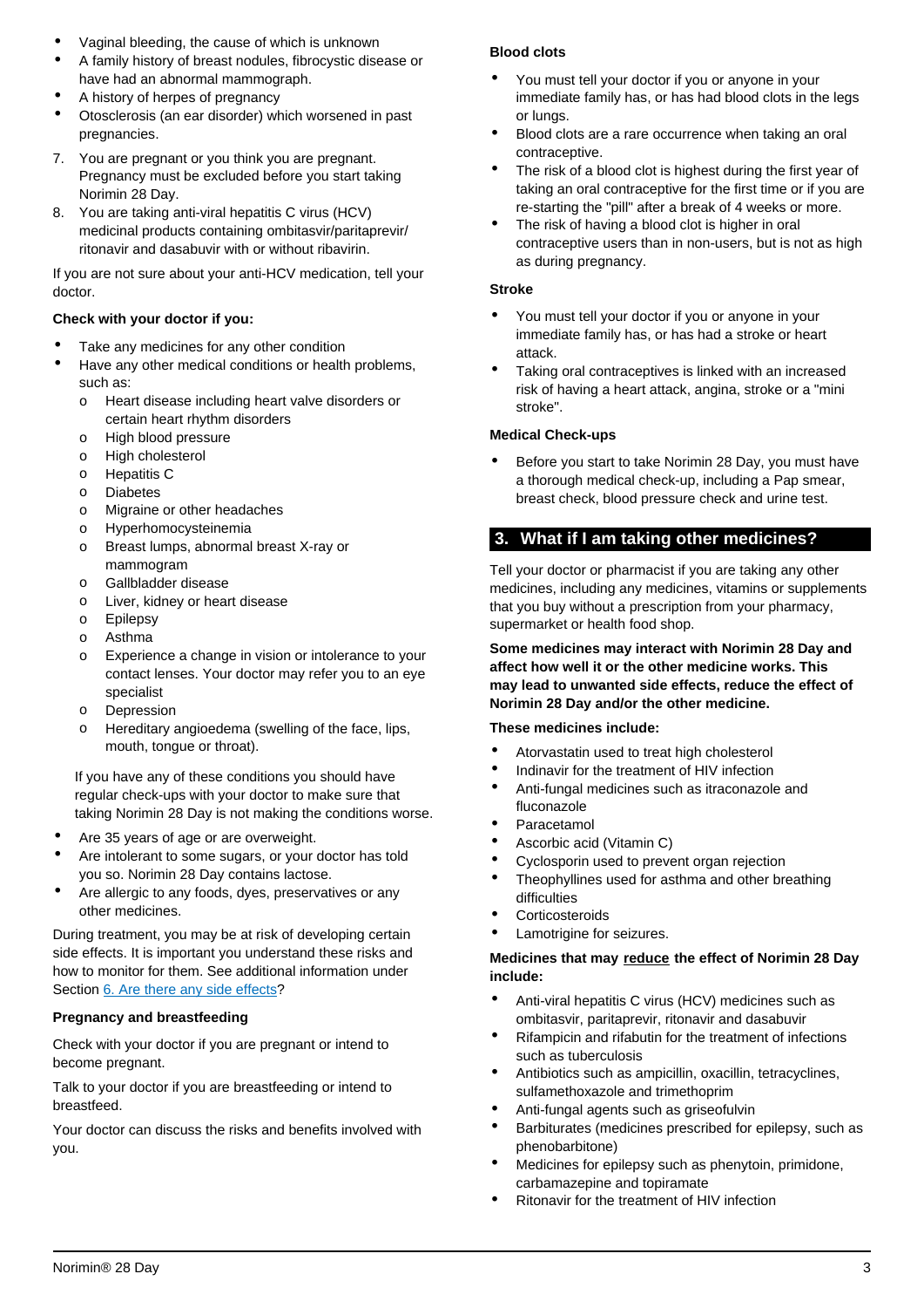- Vaginal bleeding, the cause of which is unknown
- A family history of breast nodules, fibrocystic disease or have had an abnormal mammograph.
- A history of herpes of pregnancy
- Otosclerosis (an ear disorder) which worsened in past pregnancies.

7. You are pregnant or you think you are pregnant. Pregnancy must be excluded before you start taking Norimin 28 Day.
8. You are taking anti-viral hepatitis C virus (HCV) medicinal products containing ombitasvir/paritaprevir/ritonavir and dasabuvir with or without ribavirin.

If you are not sure about your anti-HCV medication, tell your doctor.

**Check with your doctor if you:**

- Take any medicines for any other condition
- Have any other medical conditions or health problems, such as:
  - o Heart disease including heart valve disorders or certain heart rhythm disorders
  - o High blood pressure
  - o High cholesterol
  - o Hepatitis C
  - o Diabetes
  - o Migraine or other headaches
  - o Hyperhomocysteinemia
  - o Breast lumps, abnormal breast X-ray or mammogram
  - o Gallbladder disease
  - o Liver, kidney or heart disease
  - o Epilepsy
  - o Asthma
  - o Experience a change in vision or intolerance to your contact lenses. Your doctor may refer you to an eye specialist
  - o Depression
  - o Hereditary angioedema (swelling of the face, lips, mouth, tongue or throat).

  If you have any of these conditions you should have regular check-ups with your doctor to make sure that taking Norimin 28 Day is not making the conditions worse.
- Are 35 years of age or are overweight.
- Are intolerant to some sugars, or your doctor has told you so. Norimin 28 Day contains lactose.
- Are allergic to any foods, dyes, preservatives or any other medicines.

During treatment, you may be at risk of developing certain side effects. It is important you understand these risks and how to monitor for them. See additional information under Section 6. Are there any side effects?

**Pregnancy and breastfeeding**

Check with your doctor if you are pregnant or intend to become pregnant.

Talk to your doctor if you are breastfeeding or intend to breastfeed.

Your doctor can discuss the risks and benefits involved with you.

**Blood clots**

- You must tell your doctor if you or anyone in your immediate family has, or has had blood clots in the legs or lungs.
- Blood clots are a rare occurrence when taking an oral contraceptive.
- The risk of a blood clot is highest during the first year of taking an oral contraceptive for the first time or if you are re-starting the "pill" after a break of 4 weeks or more.
- The risk of having a blood clot is higher in oral contraceptive users than in non-users, but is not as high as during pregnancy.

**Stroke**

- You must tell your doctor if you or anyone in your immediate family has, or has had a stroke or heart attack.
- Taking oral contraceptives is linked with an increased risk of having a heart attack, angina, stroke or a "mini stroke".

**Medical Check-ups**

- Before you start to take Norimin 28 Day, you must have a thorough medical check-up, including a Pap smear, breast check, blood pressure check and urine test.

## 3. What if I am taking other medicines?

Tell your doctor or pharmacist if you are taking any other medicines, including any medicines, vitamins or supplements that you buy without a prescription from your pharmacy, supermarket or health food shop.

**Some medicines may interact with Norimin 28 Day and affect how well it or the other medicine works. This may lead to unwanted side effects, reduce the effect of Norimin 28 Day and/or the other medicine.**

**These medicines include:**

- Atorvastatin used to treat high cholesterol
- Indinavir for the treatment of HIV infection
- Anti-fungal medicines such as itraconazole and fluconazole
- Paracetamol
- Ascorbic acid (Vitamin C)
- Cyclosporin used to prevent organ rejection
- Theophyllines used for asthma and other breathing difficulties
- Corticosteroids
- Lamotrigine for seizures.

**Medicines that may reduce the effect of Norimin 28 Day include:**

- Anti-viral hepatitis C virus (HCV) medicines such as ombitasvir, paritaprevir, ritonavir and dasabuvir
- Rifampicin and rifabutin for the treatment of infections such as tuberculosis
- Antibiotics such as ampicillin, oxacillin, tetracyclines, sulfamethoxazole and trimethoprim
- Anti-fungal agents such as griseofulvin
- Barbiturates (medicines prescribed for epilepsy, such as phenobarbitone)
- Medicines for epilepsy such as phenytoin, primidone, carbamazepine and topiramate
- Ritonavir for the treatment of HIV infection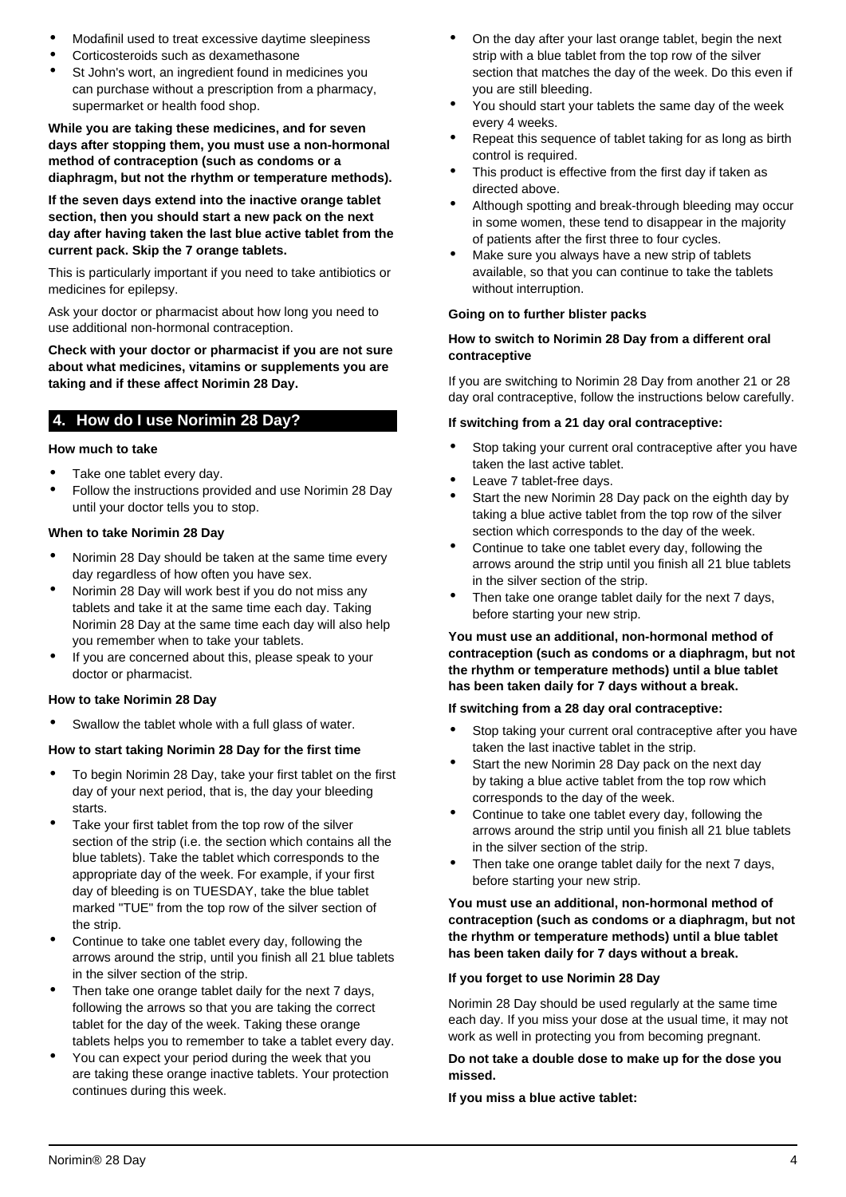- Modafinil used to treat excessive daytime sleepiness
- Corticosteroids such as dexamethasone
- St John's wort, an ingredient found in medicines you can purchase without a prescription from a pharmacy, supermarket or health food shop.

**While you are taking these medicines, and for seven days after stopping them, you must use a non-hormonal method of contraception (such as condoms or a diaphragm, but not the rhythm or temperature methods).**

**If the seven days extend into the inactive orange tablet section, then you should start a new pack on the next day after having taken the last blue active tablet from the current pack. Skip the 7 orange tablets.**

This is particularly important if you need to take antibiotics or medicines for epilepsy.

Ask your doctor or pharmacist about how long you need to use additional non-hormonal contraception.

**Check with your doctor or pharmacist if you are not sure about what medicines, vitamins or supplements you are taking and if these affect Norimin 28 Day.**

## 4. How do I use Norimin 28 Day?

**How much to take**

- Take one tablet every day.
- Follow the instructions provided and use Norimin 28 Day until your doctor tells you to stop.

**When to take Norimin 28 Day**

- Norimin 28 Day should be taken at the same time every day regardless of how often you have sex.
- Norimin 28 Day will work best if you do not miss any tablets and take it at the same time each day. Taking Norimin 28 Day at the same time each day will also help you remember when to take your tablets.
- If you are concerned about this, please speak to your doctor or pharmacist.

**How to take Norimin 28 Day**

- Swallow the tablet whole with a full glass of water.

**How to start taking Norimin 28 Day for the first time**

- To begin Norimin 28 Day, take your first tablet on the first day of your next period, that is, the day your bleeding starts.
- Take your first tablet from the top row of the silver section of the strip (i.e. the section which contains all the blue tablets). Take the tablet which corresponds to the appropriate day of the week. For example, if your first day of bleeding is on TUESDAY, take the blue tablet marked "TUE" from the top row of the silver section of the strip.
- Continue to take one tablet every day, following the arrows around the strip, until you finish all 21 blue tablets in the silver section of the strip.
- Then take one orange tablet daily for the next 7 days, following the arrows so that you are taking the correct tablet for the day of the week. Taking these orange tablets helps you to remember to take a tablet every day.
- You can expect your period during the week that you are taking these orange inactive tablets. Your protection continues during this week.
- On the day after your last orange tablet, begin the next strip with a blue tablet from the top row of the silver section that matches the day of the week. Do this even if you are still bleeding.
- You should start your tablets the same day of the week every 4 weeks.
- Repeat this sequence of tablet taking for as long as birth control is required.
- This product is effective from the first day if taken as directed above.
- Although spotting and break-through bleeding may occur in some women, these tend to disappear in the majority of patients after the first three to four cycles.
- Make sure you always have a new strip of tablets available, so that you can continue to take the tablets without interruption.

**Going on to further blister packs**

**How to switch to Norimin 28 Day from a different oral contraceptive**

If you are switching to Norimin 28 Day from another 21 or 28 day oral contraceptive, follow the instructions below carefully.

**If switching from a 21 day oral contraceptive:**

- Stop taking your current oral contraceptive after you have taken the last active tablet.
- Leave 7 tablet-free days.
- Start the new Norimin 28 Day pack on the eighth day by taking a blue active tablet from the top row of the silver section which corresponds to the day of the week.
- Continue to take one tablet every day, following the arrows around the strip until you finish all 21 blue tablets in the silver section of the strip.
- Then take one orange tablet daily for the next 7 days, before starting your new strip.

**You must use an additional, non-hormonal method of contraception (such as condoms or a diaphragm, but not the rhythm or temperature methods) until a blue tablet has been taken daily for 7 days without a break.**

**If switching from a 28 day oral contraceptive:**

- Stop taking your current oral contraceptive after you have taken the last inactive tablet in the strip.
- Start the new Norimin 28 Day pack on the next day by taking a blue active tablet from the top row which corresponds to the day of the week.
- Continue to take one tablet every day, following the arrows around the strip until you finish all 21 blue tablets in the silver section of the strip.
- Then take one orange tablet daily for the next 7 days, before starting your new strip.

**You must use an additional, non-hormonal method of contraception (such as condoms or a diaphragm, but not the rhythm or temperature methods) until a blue tablet has been taken daily for 7 days without a break.**

**If you forget to use Norimin 28 Day**

Norimin 28 Day should be used regularly at the same time each day. If you miss your dose at the usual time, it may not work as well in protecting you from becoming pregnant.

**Do not take a double dose to make up for the dose you missed.**

**If you miss a blue active tablet:**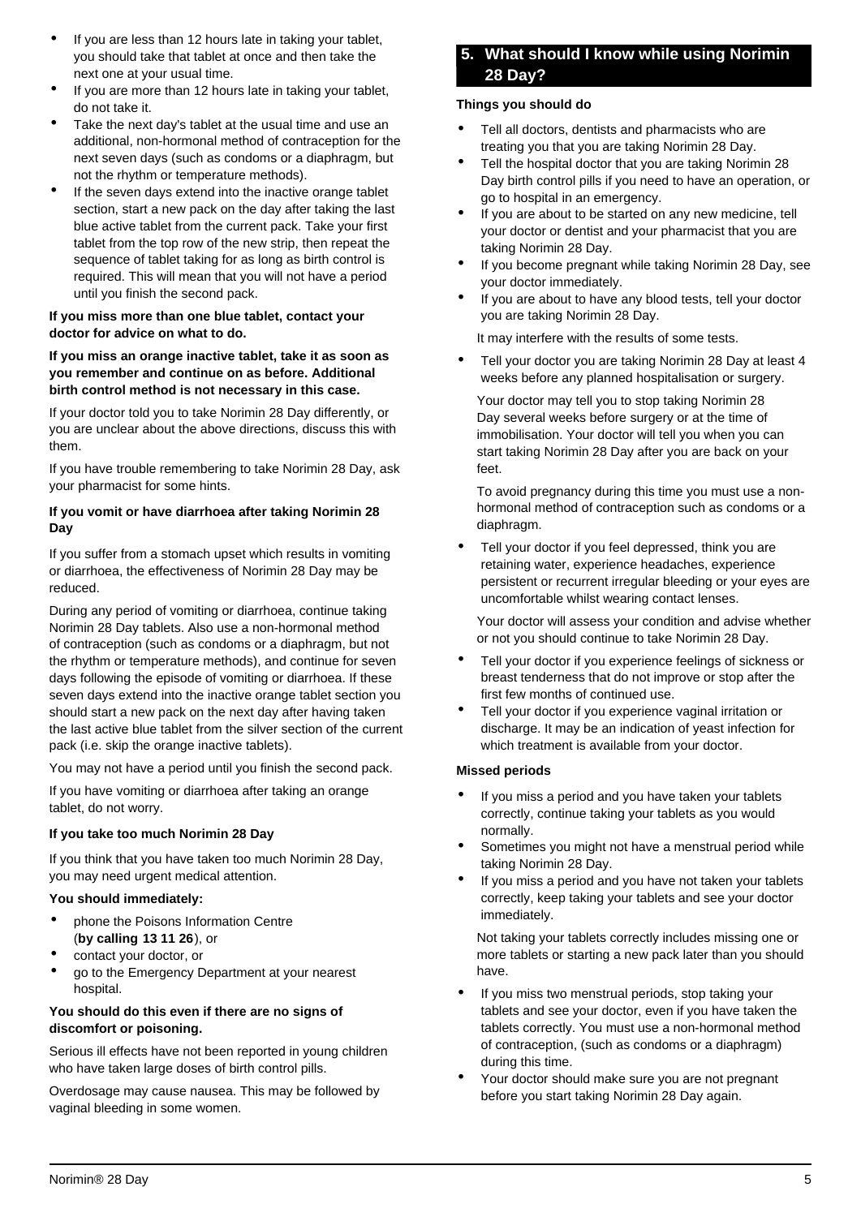- If you are less than 12 hours late in taking your tablet, you should take that tablet at once and then take the next one at your usual time.
- If you are more than 12 hours late in taking your tablet, do not take it.
- Take the next day's tablet at the usual time and use an additional, non-hormonal method of contraception for the next seven days (such as condoms or a diaphragm, but not the rhythm or temperature methods).
- If the seven days extend into the inactive orange tablet section, start a new pack on the day after taking the last blue active tablet from the current pack. Take your first tablet from the top row of the new strip, then repeat the sequence of tablet taking for as long as birth control is required. This will mean that you will not have a period until you finish the second pack.

**If you miss more than one blue tablet, contact your doctor for advice on what to do.**

**If you miss an orange inactive tablet, take it as soon as you remember and continue on as before. Additional birth control method is not necessary in this case.**

If your doctor told you to take Norimin 28 Day differently, or you are unclear about the above directions, discuss this with them.

If you have trouble remembering to take Norimin 28 Day, ask your pharmacist for some hints.

**If you vomit or have diarrhoea after taking Norimin 28 Day**

If you suffer from a stomach upset which results in vomiting or diarrhoea, the effectiveness of Norimin 28 Day may be reduced.

During any period of vomiting or diarrhoea, continue taking Norimin 28 Day tablets. Also use a non-hormonal method of contraception (such as condoms or a diaphragm, but not the rhythm or temperature methods), and continue for seven days following the episode of vomiting or diarrhoea. If these seven days extend into the inactive orange tablet section you should start a new pack on the next day after having taken the last active blue tablet from the silver section of the current pack (i.e. skip the orange inactive tablets).

You may not have a period until you finish the second pack.

If you have vomiting or diarrhoea after taking an orange tablet, do not worry.

**If you take too much Norimin 28 Day**

If you think that you have taken too much Norimin 28 Day, you may need urgent medical attention.

**You should immediately:**

- phone the Poisons Information Centre (**by calling 13 11 26**), or
- contact your doctor, or
- go to the Emergency Department at your nearest hospital.

**You should do this even if there are no signs of discomfort or poisoning.**

Serious ill effects have not been reported in young children who have taken large doses of birth control pills.

Overdosage may cause nausea. This may be followed by vaginal bleeding in some women.

## 5. What should I know while using Norimin 28 Day?

**Things you should do**

- Tell all doctors, dentists and pharmacists who are treating you that you are taking Norimin 28 Day.
- Tell the hospital doctor that you are taking Norimin 28 Day birth control pills if you need to have an operation, or go to hospital in an emergency.
- If you are about to be started on any new medicine, tell your doctor or dentist and your pharmacist that you are taking Norimin 28 Day.
- If you become pregnant while taking Norimin 28 Day, see your doctor immediately.
- If you are about to have any blood tests, tell your doctor you are taking Norimin 28 Day.

  It may interfere with the results of some tests.

- Tell your doctor you are taking Norimin 28 Day at least 4 weeks before any planned hospitalisation or surgery.

  Your doctor may tell you to stop taking Norimin 28 Day several weeks before surgery or at the time of immobilisation. Your doctor will tell you when you can start taking Norimin 28 Day after you are back on your feet.

  To avoid pregnancy during this time you must use a non-hormonal method of contraception such as condoms or a diaphragm.

- Tell your doctor if you feel depressed, think you are retaining water, experience headaches, experience persistent or recurrent irregular bleeding or your eyes are uncomfortable whilst wearing contact lenses.

  Your doctor will assess your condition and advise whether or not you should continue to take Norimin 28 Day.

- Tell your doctor if you experience feelings of sickness or breast tenderness that do not improve or stop after the first few months of continued use.
- Tell your doctor if you experience vaginal irritation or discharge. It may be an indication of yeast infection for which treatment is available from your doctor.

**Missed periods**

- If you miss a period and you have taken your tablets correctly, continue taking your tablets as you would normally.
- Sometimes you might not have a menstrual period while taking Norimin 28 Day.
- If you miss a period and you have not taken your tablets correctly, keep taking your tablets and see your doctor immediately.

  Not taking your tablets correctly includes missing one or more tablets or starting a new pack later than you should have.

- If you miss two menstrual periods, stop taking your tablets and see your doctor, even if you have taken the tablets correctly. You must use a non-hormonal method of contraception, (such as condoms or a diaphragm) during this time.
- Your doctor should make sure you are not pregnant before you start taking Norimin 28 Day again.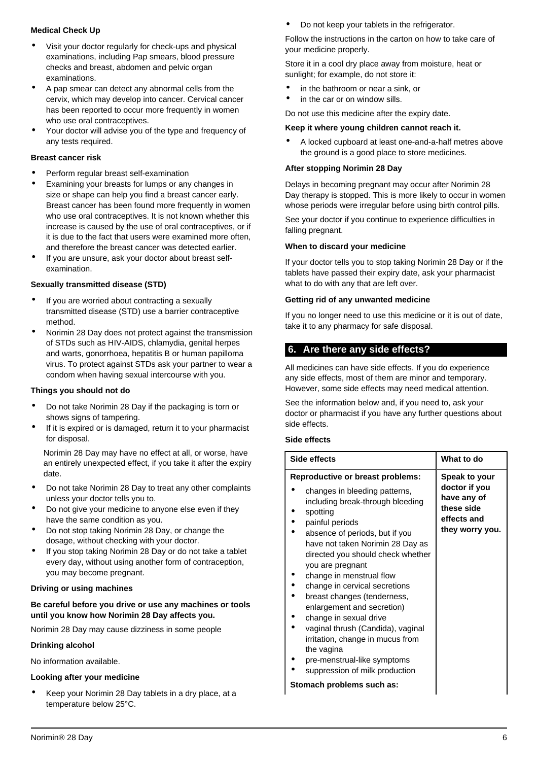#### Medical Check Up

- Visit your doctor regularly for check-ups and physical examinations, including Pap smears, blood pressure checks and breast, abdomen and pelvic organ examinations.
- A pap smear can detect any abnormal cells from the cervix, which may develop into cancer. Cervical cancer has been reported to occur more frequently in women who use oral contraceptives.
- Your doctor will advise you of the type and frequency of any tests required.

#### Breast cancer risk

- Perform regular breast self-examination
- Examining your breasts for lumps or any changes in size or shape can help you find a breast cancer early. Breast cancer has been found more frequently in women who use oral contraceptives. It is not known whether this increase is caused by the use of oral contraceptives, or if it is due to the fact that users were examined more often, and therefore the breast cancer was detected earlier.
- If you are unsure, ask your doctor about breast self-examination.

#### Sexually transmitted disease (STD)

- If you are worried about contracting a sexually transmitted disease (STD) use a barrier contraceptive method.
- Norimin 28 Day does not protect against the transmission of STDs such as HIV-AIDS, chlamydia, genital herpes and warts, gonorrhoea, hepatitis B or human papilloma virus. To protect against STDs ask your partner to wear a condom when having sexual intercourse with you.

#### Things you should not do

- Do not take Norimin 28 Day if the packaging is torn or shows signs of tampering.
- If it is expired or is damaged, return it to your pharmacist for disposal.

  Norimin 28 Day may have no effect at all, or worse, have an entirely unexpected effect, if you take it after the expiry date.
- Do not take Norimin 28 Day to treat any other complaints unless your doctor tells you to.
- Do not give your medicine to anyone else even if they have the same condition as you.
- Do not stop taking Norimin 28 Day, or change the dosage, without checking with your doctor.
- If you stop taking Norimin 28 Day or do not take a tablet every day, without using another form of contraception, you may become pregnant.

#### Driving or using machines

**Be careful before you drive or use any machines or tools until you know how Norimin 28 Day affects you.**

Norimin 28 Day may cause dizziness in some people

#### Drinking alcohol

No information available.

#### Looking after your medicine

- Keep your Norimin 28 Day tablets in a dry place, at a temperature below 25°C.
- Do not keep your tablets in the refrigerator.

Follow the instructions in the carton on how to take care of your medicine properly.

Store it in a cool dry place away from moisture, heat or sunlight; for example, do not store it:

- in the bathroom or near a sink, or
- in the car or on window sills.

Do not use this medicine after the expiry date.

**Keep it where young children cannot reach it.**

- A locked cupboard at least one-and-a-half metres above the ground is a good place to store medicines.

#### After stopping Norimin 28 Day

Delays in becoming pregnant may occur after Norimin 28 Day therapy is stopped. This is more likely to occur in women whose periods were irregular before using birth control pills.

See your doctor if you continue to experience difficulties in falling pregnant.

#### When to discard your medicine

If your doctor tells you to stop taking Norimin 28 Day or if the tablets have passed their expiry date, ask your pharmacist what to do with any that are left over.

#### Getting rid of any unwanted medicine

If you no longer need to use this medicine or it is out of date, take it to any pharmacy for safe disposal.

## 6. Are there any side effects?

All medicines can have side effects. If you do experience any side effects, most of them are minor and temporary. However, some side effects may need medical attention.

See the information below and, if you need to, ask your doctor or pharmacist if you have any further questions about side effects.

#### Side effects

| Side effects | What to do |
|---|---|
| **Reproductive or breast problems:**<br>• changes in bleeding patterns, including break-through bleeding<br>• spotting<br>• painful periods<br>• absence of periods, but if you have not taken Norimin 28 Day as directed you should check whether you are pregnant<br>• change in menstrual flow<br>• change in cervical secretions<br>• breast changes (tenderness, enlargement and secretion)<br>• change in sexual drive<br>• vaginal thrush (Candida), vaginal irritation, change in mucus from the vagina<br>• pre-menstrual-like symptoms<br>• suppression of milk production<br>**Stomach problems such as:** | **Speak to your doctor if you have any of these side effects and they worry you.** |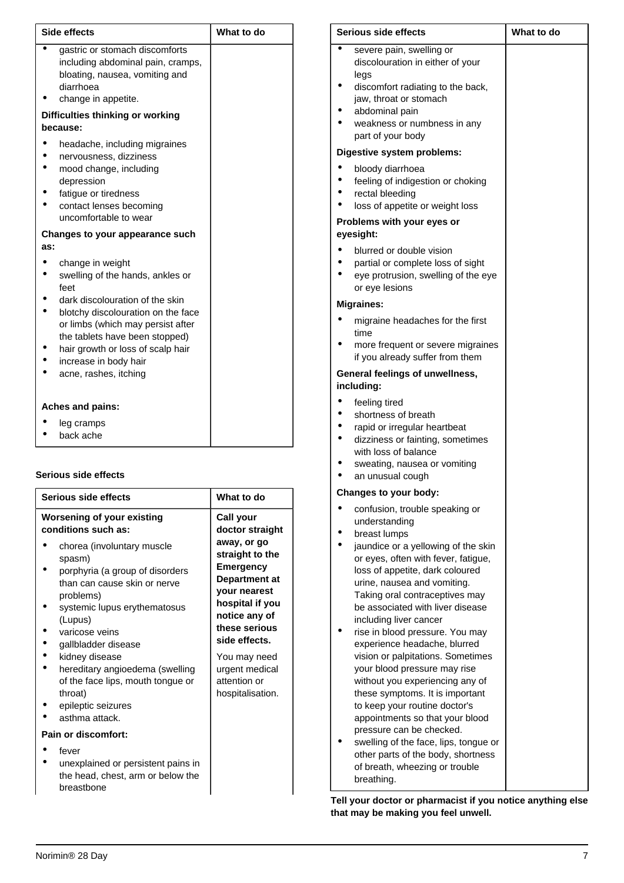| Side effects | What to do |
|---|---|
| • gastric or stomach discomforts including abdominal pain, cramps, bloating, nausea, vomiting and diarrhoea<br>• change in appetite.<br>**Difficulties thinking or working because:**<br>• headache, including migraines<br>• nervousness, dizziness<br>• mood change, including depression<br>• fatigue or tiredness<br>• contact lenses becoming uncomfortable to wear<br>**Changes to your appearance such as:**<br>• change in weight<br>• swelling of the hands, ankles or feet<br>• dark discolouration of the skin<br>• blotchy discolouration on the face or limbs (which may persist after the tablets have been stopped)<br>• hair growth or loss of scalp hair<br>• increase in body hair<br>• acne, rashes, itching<br>**Aches and pains:**<br>• leg cramps<br>• back ache | |

**Serious side effects**

| Serious side effects | What to do |
|---|---|
| **Worsening of your existing conditions such as:**<br>• chorea (involuntary muscle spasm)<br>• porphyria (a group of disorders than can cause skin or nerve problems)<br>• systemic lupus erythematosus (Lupus)<br>• varicose veins<br>• gallbladder disease<br>• kidney disease<br>• hereditary angioedema (swelling of the face lips, mouth tongue or throat)<br>• epileptic seizures<br>• asthma attack.<br>**Pain or discomfort:**<br>• fever<br>• unexplained or persistent pains in the head, chest, arm or below the breastbone<br>• severe pain, swelling or discolouration in either of your legs<br>• discomfort radiating to the back, jaw, throat or stomach<br>• abdominal pain<br>• weakness or numbness in any part of your body<br>**Digestive system problems:**<br>• bloody diarrhoea<br>• feeling of indigestion or choking<br>• rectal bleeding<br>• loss of appetite or weight loss<br>**Problems with your eyes or eyesight:**<br>• blurred or double vision<br>• partial or complete loss of sight<br>• eye protrusion, swelling of the eye or eye lesions<br>**Migraines:**<br>• migraine headaches for the first time<br>• more frequent or severe migraines if you already suffer from them<br>**General feelings of unwellness, including:**<br>• feeling tired<br>• shortness of breath<br>• rapid or irregular heartbeat<br>• dizziness or fainting, sometimes with loss of balance<br>• sweating, nausea or vomiting<br>• an unusual cough<br>**Changes to your body:**<br>• confusion, trouble speaking or understanding<br>• breast lumps<br>• jaundice or a yellowing of the skin or eyes, often with fever, fatigue, loss of appetite, dark coloured urine, nausea and vomiting. Taking oral contraceptives may be associated with liver disease including liver cancer<br>• rise in blood pressure. You may experience headache, blurred vision or palpitations. Sometimes your blood pressure may rise without you experiencing any of these symptoms. It is important to keep your routine doctor's appointments so that your blood pressure can be checked.<br>• swelling of the face, lips, tongue or other parts of the body, shortness of breath, wheezing or trouble breathing. | **Call your doctor straight away, or go straight to the Emergency Department at your nearest hospital if you notice any of these serious side effects.**<br>You may need urgent medical attention or hospitalisation. |

**Tell your doctor or pharmacist if you notice anything else that may be making you feel unwell.**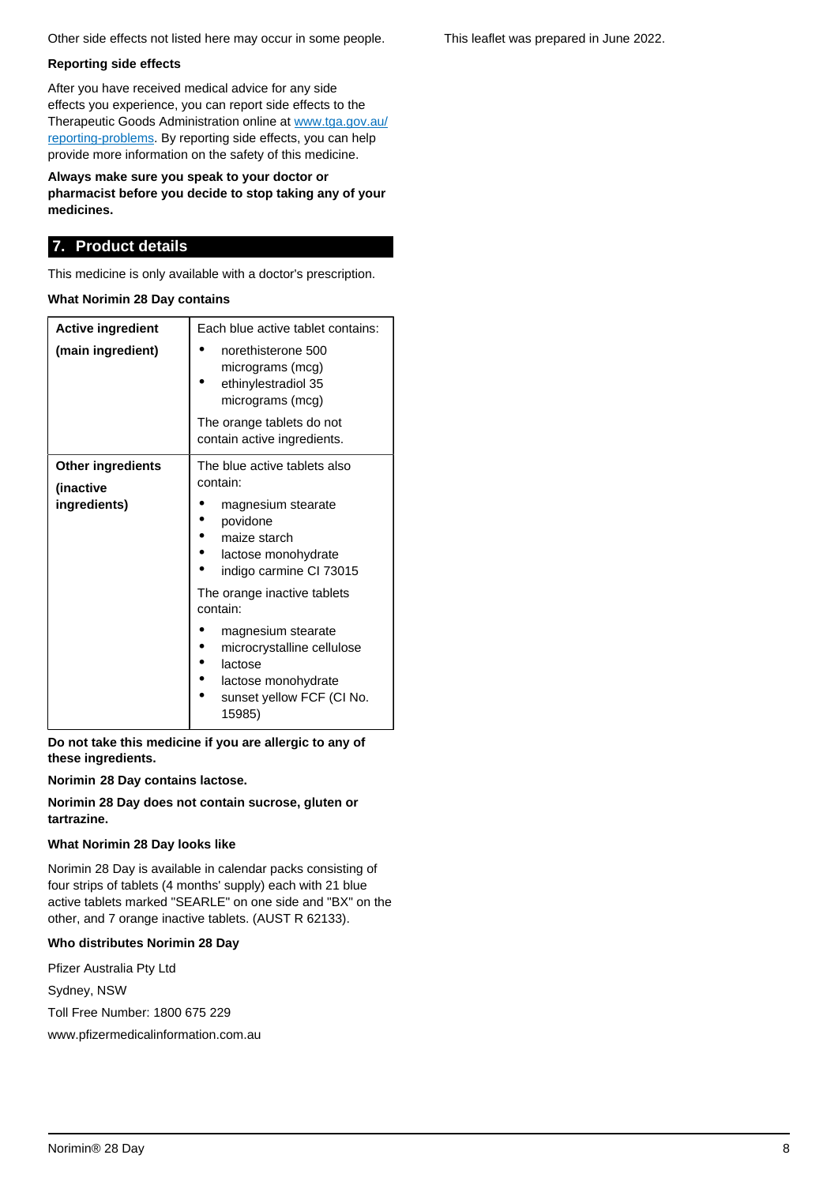Other side effects not listed here may occur in some people.

**Reporting side effects**

After you have received medical advice for any side effects you experience, you can report side effects to the Therapeutic Goods Administration online at [www.tga.gov.au/reporting-problems](http://www.tga.gov.au/reporting-problems). By reporting side effects, you can help provide more information on the safety of this medicine.

**Always make sure you speak to your doctor or pharmacist before you decide to stop taking any of your medicines.**

## 7. Product details

This medicine is only available with a doctor's prescription.

**What Norimin 28 Day contains**

| | |
|---|---|
| **Active ingredient (main ingredient)** | Each blue active tablet contains:<br>• norethisterone 500 micrograms (mcg)<br>• ethinylestradiol 35 micrograms (mcg)<br>The orange tablets do not contain active ingredients. |
| **Other ingredients (inactive ingredients)** | The blue active tablets also contain:<br>• magnesium stearate<br>• povidone<br>• maize starch<br>• lactose monohydrate<br>• indigo carmine CI 73015<br>The orange inactive tablets contain:<br>• magnesium stearate<br>• microcrystalline cellulose<br>• lactose<br>• lactose monohydrate<br>• sunset yellow FCF (CI No. 15985) |

**Do not take this medicine if you are allergic to any of these ingredients.**

**Norimin 28 Day contains lactose.**

**Norimin 28 Day does not contain sucrose, gluten or tartrazine.**

**What Norimin 28 Day looks like**

Norimin 28 Day is available in calendar packs consisting of four strips of tablets (4 months' supply) each with 21 blue active tablets marked "SEARLE" on one side and "BX" on the other, and 7 orange inactive tablets. (AUST R 62133).

**Who distributes Norimin 28 Day**

Pfizer Australia Pty Ltd

Sydney, NSW

Toll Free Number: 1800 675 229

www.pfizermedicalinformation.com.au

This leaflet was prepared in June 2022.